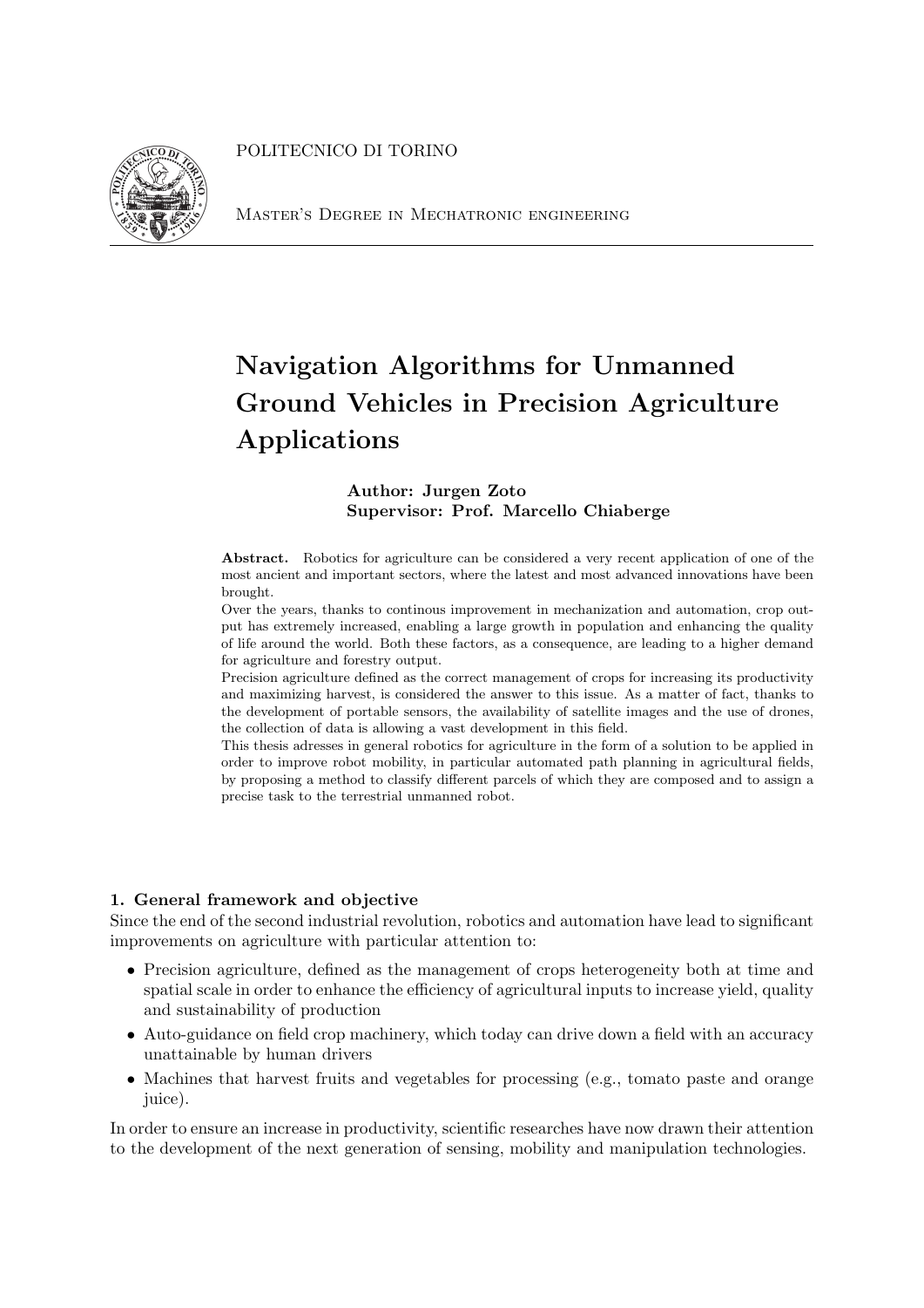POLITECNICO DI TORINO

Master's Degree in Mechatronic engineering

# Navigation Algorithms for Unmanned Ground Vehicles in Precision Agriculture Applications

**Author: Jurgen Zoto**
**Supervisor: Prof. Marcello Chiaberge**

**Abstract.** Robotics for agriculture can be considered a very recent application of one of the most ancient and important sectors, where the latest and most advanced innovations have been brought.
Over the years, thanks to continous improvement in mechanization and automation, crop output has extremely increased, enabling a large growth in population and enhancing the quality of life around the world. Both these factors, as a consequence, are leading to a higher demand for agriculture and forestry output.
Precision agriculture defined as the correct management of crops for increasing its productivity and maximizing harvest, is considered the answer to this issue. As a matter of fact, thanks to the development of portable sensors, the availability of satellite images and the use of drones, the collection of data is allowing a vast development in this field.
This thesis adresses in general robotics for agriculture in the form of a solution to be applied in order to improve robot mobility, in particular automated path planning in agricultural fields, by proposing a method to classify different parcels of which they are composed and to assign a precise task to the terrestrial unmanned robot.

## 1. General framework and objective

Since the end of the second industrial revolution, robotics and automation have lead to significant improvements on agriculture with particular attention to:

- Precision agriculture, defined as the management of crops heterogeneity both at time and spatial scale in order to enhance the efficiency of agricultural inputs to increase yield, quality and sustainability of production
- Auto-guidance on field crop machinery, which today can drive down a field with an accuracy unattainable by human drivers
- Machines that harvest fruits and vegetables for processing (e.g., tomato paste and orange juice).

In order to ensure an increase in productivity, scientific researches have now drawn their attention to the development of the next generation of sensing, mobility and manipulation technologies.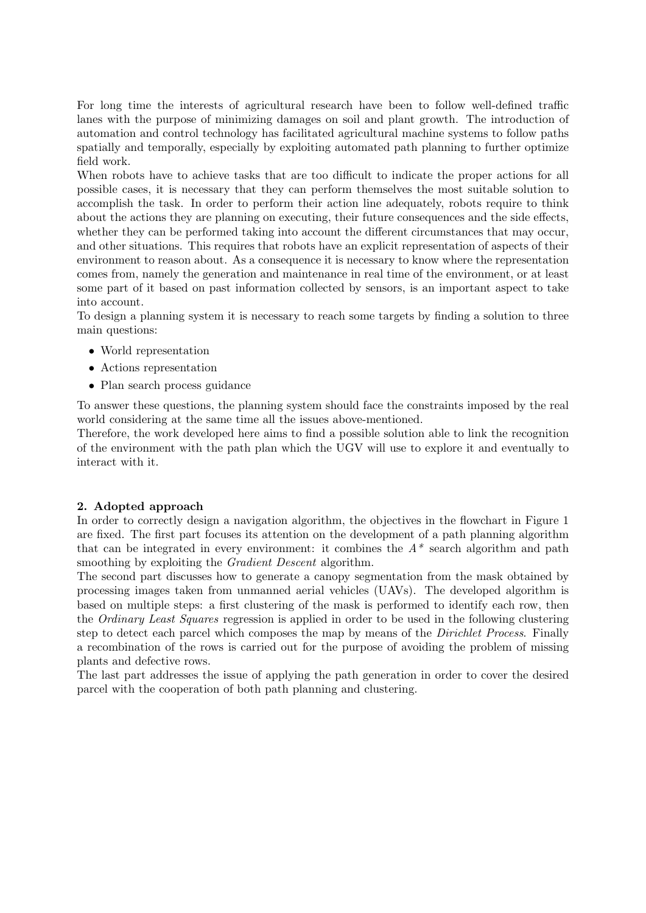For long time the interests of agricultural research have been to follow well-defined traffic lanes with the purpose of minimizing damages on soil and plant growth. The introduction of automation and control technology has facilitated agricultural machine systems to follow paths spatially and temporally, especially by exploiting automated path planning to further optimize field work.

When robots have to achieve tasks that are too difficult to indicate the proper actions for all possible cases, it is necessary that they can perform themselves the most suitable solution to accomplish the task. In order to perform their action line adequately, robots require to think about the actions they are planning on executing, their future consequences and the side effects, whether they can be performed taking into account the different circumstances that may occur, and other situations. This requires that robots have an explicit representation of aspects of their environment to reason about. As a consequence it is necessary to know where the representation comes from, namely the generation and maintenance in real time of the environment, or at least some part of it based on past information collected by sensors, is an important aspect to take into account.

To design a planning system it is necessary to reach some targets by finding a solution to three main questions:

- World representation
- Actions representation
- Plan search process guidance

To answer these questions, the planning system should face the constraints imposed by the real world considering at the same time all the issues above-mentioned.

Therefore, the work developed here aims to find a possible solution able to link the recognition of the environment with the path plan which the UGV will use to explore it and eventually to interact with it.

**2. Adopted approach**

In order to correctly design a navigation algorithm, the objectives in the flowchart in Figure 1 are fixed. The first part focuses its attention on the development of a path planning algorithm that can be integrated in every environment: it combines the *A\** search algorithm and path smoothing by exploiting the *Gradient Descent* algorithm.

The second part discusses how to generate a canopy segmentation from the mask obtained by processing images taken from unmanned aerial vehicles (UAVs). The developed algorithm is based on multiple steps: a first clustering of the mask is performed to identify each row, then the *Ordinary Least Squares* regression is applied in order to be used in the following clustering step to detect each parcel which composes the map by means of the *Dirichlet Process*. Finally a recombination of the rows is carried out for the purpose of avoiding the problem of missing plants and defective rows.

The last part addresses the issue of applying the path generation in order to cover the desired parcel with the cooperation of both path planning and clustering.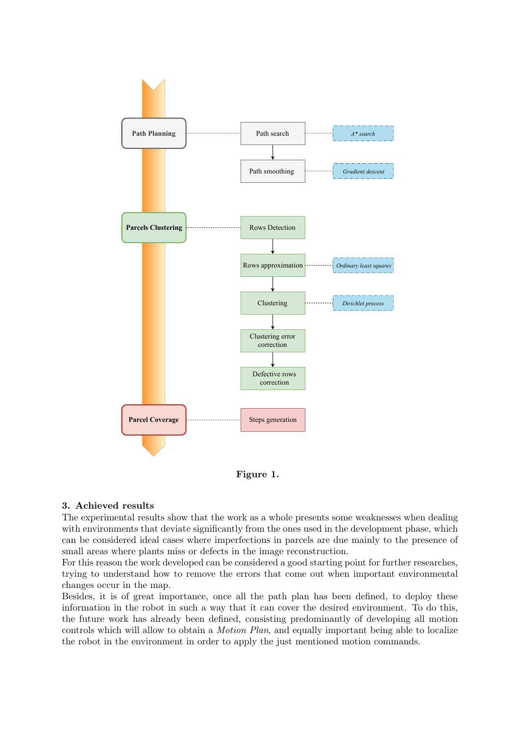Path Planning

Path search

A* search

Path smoothing

Gradient descent

Parcels Clustering

Rows Detection

Rows approximation

Ordinary least squares

Clustering

Dirichlet process

Clustering error correction

Defective rows correction

Parcel Coverage

Steps generation

**Figure 1.**

## 3. Achieved results

The experimental results show that the work as a whole presents some weaknesses when dealing with environments that deviate significantly from the ones used in the development phase, which can be considered ideal cases where imperfections in parcels are due mainly to the presence of small areas where plants miss or defects in the image reconstruction.
For this reason the work developed can be considered a good starting point for further researches, trying to understand how to remove the errors that come out when important environmental changes occur in the map.
Besides, it is of great importance, once all the path plan has been defined, to deploy these information in the robot in such a way that it can cover the desired environment. To do this, the future work has already been defined, consisting predominantly of developing all motion controls which will allow to obtain a *Motion Plan*, and equally important being able to localize the robot in the environment in order to apply the just mentioned motion commands.